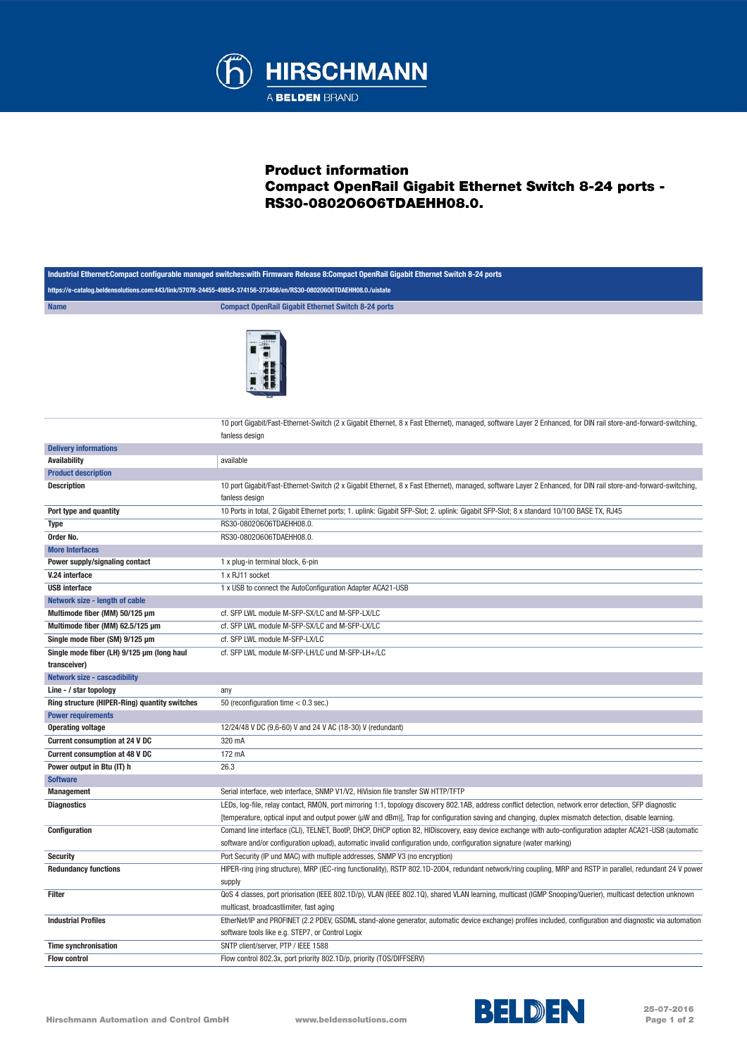# Product information

## Compact OpenRail Gigabit Ethernet Switch 8-24 ports - RS30-0802O6O6TDAEHH08.0.

**Industrial Ethernet:Compact configurable managed switches:with Firmware Release 8:Compact OpenRail Gigabit Ethernet Switch 8-24 ports**

https://e-catalog.beldensolutions.com:443/link/57078-24455-49854-374156-373458/en/RS30-0802O6O6TDAEHH08.0./uistate

| Name | Compact OpenRail Gigabit Ethernet Switch 8-24 ports |
|---|---|
| | 10 port Gigabit/Fast-Ethernet-Switch (2 x Gigabit Ethernet, 8 x Fast Ethernet), managed, software Layer 2 Enhanced, for DIN rail store-and-forward-switching, fanless design |
| **Delivery informations** | |
| **Availability** | available |
| **Product description** | |
| **Description** | 10 port Gigabit/Fast-Ethernet-Switch (2 x Gigabit Ethernet, 8 x Fast Ethernet), managed, software Layer 2 Enhanced, for DIN rail store-and-forward-switching, fanless design |
| **Port type and quantity** | 10 Ports in total, 2 Gigabit Ethernet ports; 1. uplink: Gigabit SFP-Slot; 2. uplink: Gigabit SFP-Slot; 8 x standard 10/100 BASE TX, RJ45 |
| **Type** | RS30-0802O6O6TDAEHH08.0. |
| **Order No.** | RS30-0802O6O6TDAEHH08.0. |
| **More Interfaces** | |
| **Power supply/signaling contact** | 1 x plug-in terminal block, 6-pin |
| **V.24 interface** | 1 x RJ11 socket |
| **USB interface** | 1 x USB to connect the AutoConfiguration Adapter ACA21-USB |
| **Network size - length of cable** | |
| **Multimode fiber (MM) 50/125 µm** | cf. SFP LWL module M-SFP-SX/LC and M-SFP-LX/LC |
| **Multimode fiber (MM) 62.5/125 µm** | cf. SFP LWL module M-SFP-SX/LC and M-SFP-LX/LC |
| **Single mode fiber (SM) 9/125 µm** | cf. SFP LWL module M-SFP-LX/LC |
| **Single mode fiber (LH) 9/125 µm (long haul transceiver)** | cf. SFP LWL module M-SFP-LH/LC und M-SFP-LH+/LC |
| **Network size - cascadibility** | |
| **Line - / star topology** | any |
| **Ring structure (HIPER-Ring) quantity switches** | 50 (reconfiguration time < 0.3 sec.) |
| **Power requirements** | |
| **Operating voltage** | 12/24/48 V DC (9,6-60) V and 24 V AC (18-30) V (redundant) |
| **Current consumption at 24 V DC** | 320 mA |
| **Current consumption at 48 V DC** | 172 mA |
| **Power output in Btu (IT) h** | 26.3 |
| **Software** | |
| **Management** | Serial interface, web interface, SNMP V1/V2, HiVision file transfer SW HTTP/TFTP |
| **Diagnostics** | LEDs, log-file, relay contact, RMON, port mirroring 1:1, topology discovery 802.1AB, address conflict detection, network error detection, SFP diagnostic [temperature, optical input and output power (µW and dBm)], Trap for configuration saving and changing, duplex mismatch detection, disable learning. |
| **Configuration** | Comand line interface (CLI), TELNET, BootP, DHCP, DHCP option 82, HIDiscovery, easy device exchange with auto-configuration adapter ACA21-USB (automatic software and/or configuration upload), automatic invalid configuration undo, configuration signature (water marking) |
| **Security** | Port Security (IP und MAC) with multiple addresses, SNMP V3 (no encryption) |
| **Redundancy functions** | HIPER-ring (ring structure), MRP (IEC-ring functionality), RSTP 802.1D-2004, redundant network/ring coupling, MRP and RSTP in parallel, redundant 24 V power supply |
| **Filter** | QoS 4 classes, port priorisation (IEEE 802.1D/p), VLAN (IEEE 802.1Q), shared VLAN learning, multicast (IGMP Snooping/Querier), multicast detection unknown multicast, broadcastlimiter, fast aging |
| **Industrial Profiles** | EtherNet/IP and PROFINET (2.2 PDEV, GSDML stand-alone generator, automatic device exchange) profiles included, configuration and diagnostic via automation software tools like e.g. STEP7, or Control Logix |
| **Time synchronisation** | SNTP client/server, PTP / IEEE 1588 |
| **Flow control** | Flow control 802.3x, port priority 802.1D/p, priority (TOS/DIFFSERV) |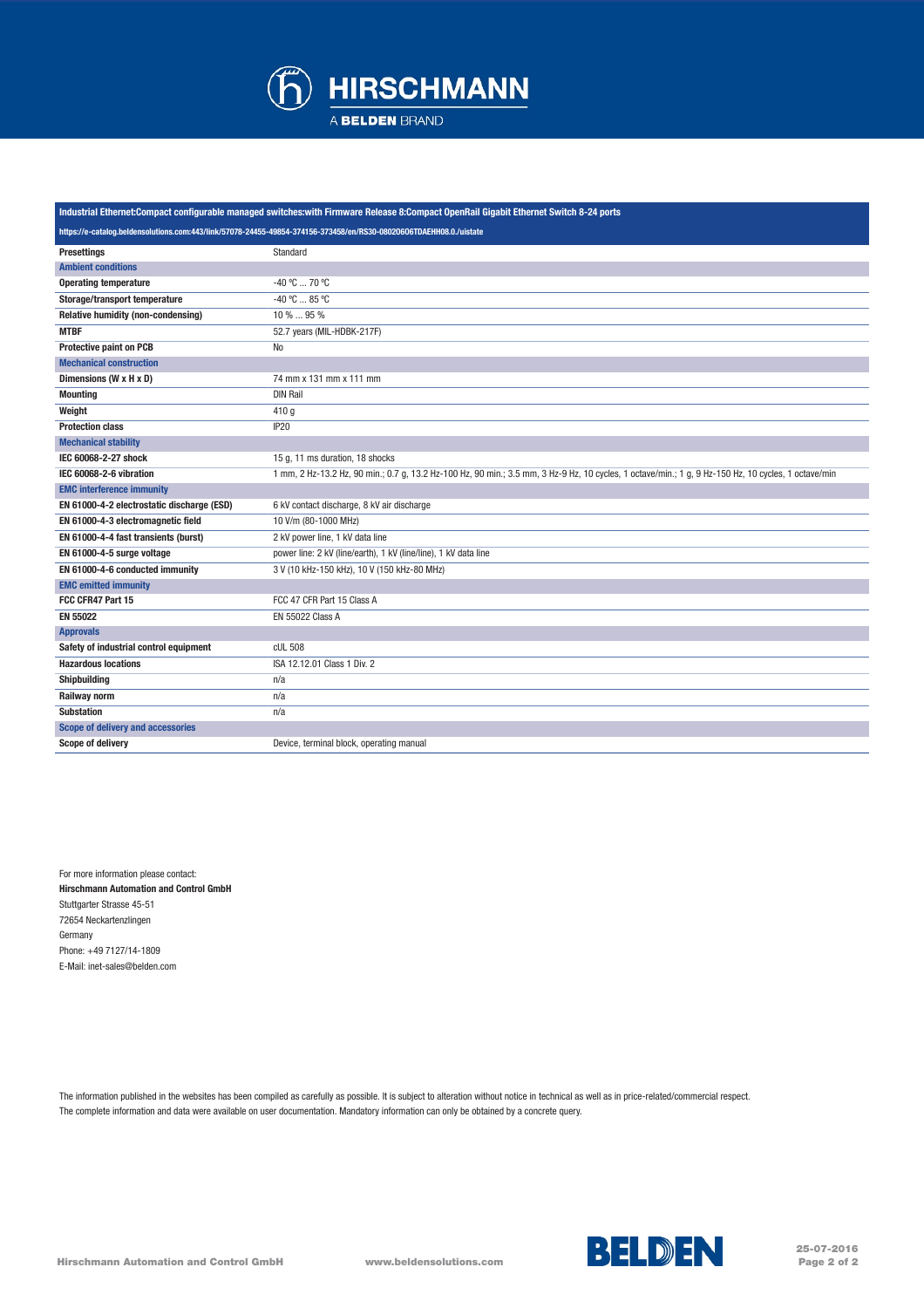| Industrial Ethernet:Compact configurable managed switches:with Firmware Release 8:Compact OpenRail Gigabit Ethernet Switch 8-24 ports | |
|---|---|
| https://e-catalog.beldensolutions.com:443/link/57078-24455-49854-374156-373458/en/RS30-0802O6O6TDAEHH08.0./uistate | |
| **Presettings** | Standard |
| **Ambient conditions** | |
| **Operating temperature** | -40 °C ... 70 °C |
| **Storage/transport temperature** | -40 °C ... 85 °C |
| **Relative humidity (non-condensing)** | 10 % ... 95 % |
| **MTBF** | 52.7 years (MIL-HDBK-217F) |
| **Protective paint on PCB** | No |
| **Mechanical construction** | |
| **Dimensions (W x H x D)** | 74 mm x 131 mm x 111 mm |
| **Mounting** | DIN Rail |
| **Weight** | 410 g |
| **Protection class** | IP20 |
| **Mechanical stability** | |
| **IEC 60068-2-27 shock** | 15 g, 11 ms duration, 18 shocks |
| **IEC 60068-2-6 vibration** | 1 mm, 2 Hz-13.2 Hz, 90 min.; 0.7 g, 13.2 Hz-100 Hz, 90 min.; 3.5 mm, 3 Hz-9 Hz, 10 cycles, 1 octave/min.; 1 g, 9 Hz-150 Hz, 10 cycles, 1 octave/min |
| **EMC interference immunity** | |
| **EN 61000-4-2 electrostatic discharge (ESD)** | 6 kV contact discharge, 8 kV air discharge |
| **EN 61000-4-3 electromagnetic field** | 10 V/m (80-1000 MHz) |
| **EN 61000-4-4 fast transients (burst)** | 2 kV power line, 1 kV data line |
| **EN 61000-4-5 surge voltage** | power line: 2 kV (line/earth), 1 kV (line/line), 1 kV data line |
| **EN 61000-4-6 conducted immunity** | 3 V (10 kHz-150 kHz), 10 V (150 kHz-80 MHz) |
| **EMC emitted immunity** | |
| **FCC CFR47 Part 15** | FCC 47 CFR Part 15 Class A |
| **EN 55022** | EN 55022 Class A |
| **Approvals** | |
| **Safety of industrial control equipment** | cUL 508 |
| **Hazardous locations** | ISA 12.12.01 Class 1 Div. 2 |
| **Shipbuilding** | n/a |
| **Railway norm** | n/a |
| **Substation** | n/a |
| **Scope of delivery and accessories** | |
| **Scope of delivery** | Device, terminal block, operating manual |

For more information please contact:
**Hirschmann Automation and Control GmbH**
Stuttgarter Strasse 45-51
72654 Neckartenzlingen
Germany
Phone: +49 7127/14-1809
E-Mail: inet-sales@belden.com

The information published in the websites has been compiled as carefully as possible. It is subject to alteration without notice in technical as well as in price-related/commercial respect.
The complete information and data were available on user documentation. Mandatory information can only be obtained by a concrete query.

Hirschmann Automation and Control GmbH www.beldensolutions.com 25-07-2016